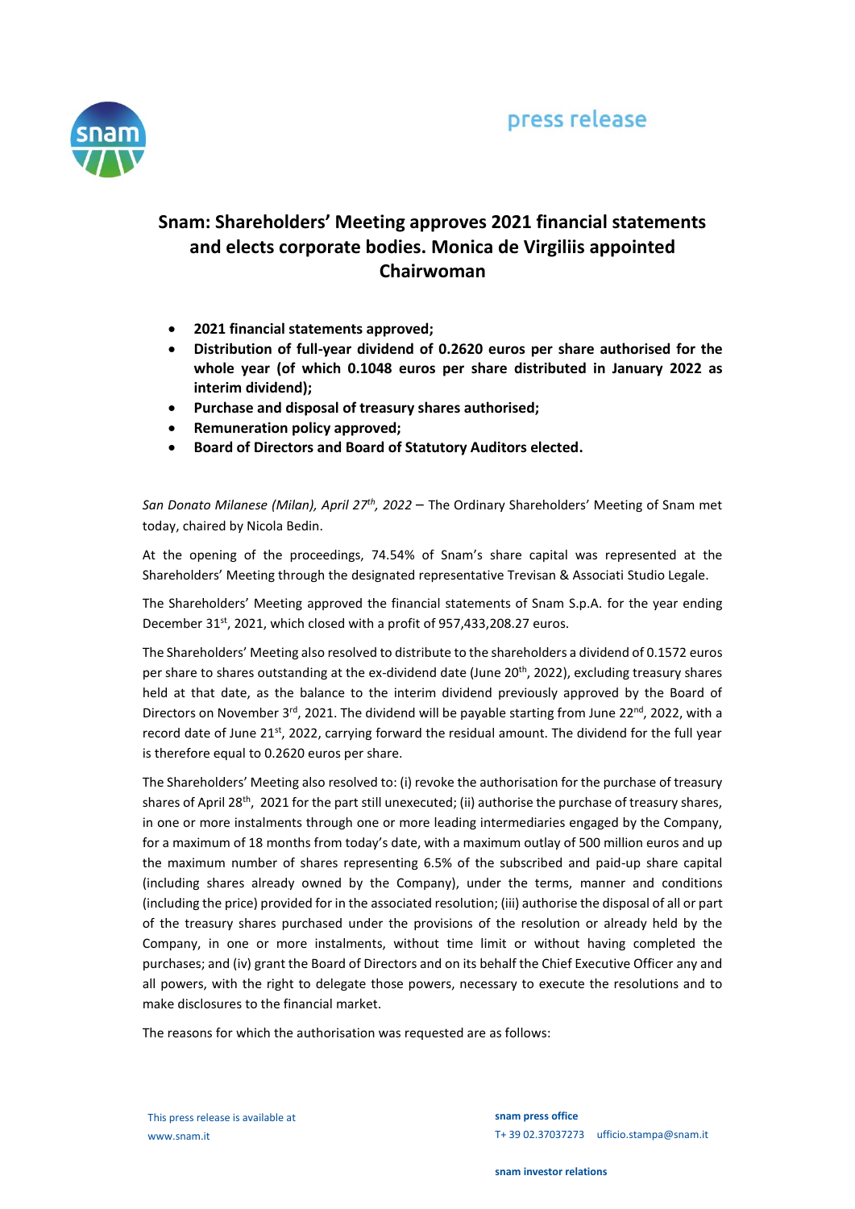press release

# Snam: Shareholders' Meeting approves 2021 financial statements and elects corporate bodies. Monica de Virgiliis appointed Chairwoman

- **2021 financial statements approved;**
- **Distribution of full-year dividend of 0.2620 euros per share authorised for the whole year (of which 0.1048 euros per share distributed in January 2022 as interim dividend);**
- **Purchase and disposal of treasury shares authorised;**
- **Remuneration policy approved;**
- **Board of Directors and Board of Statutory Auditors elected.**

*San Donato Milanese (Milan), April 27th, 2022* – The Ordinary Shareholders' Meeting of Snam met today, chaired by Nicola Bedin.

At the opening of the proceedings, 74.54% of Snam's share capital was represented at the Shareholders' Meeting through the designated representative Trevisan & Associati Studio Legale.

The Shareholders' Meeting approved the financial statements of Snam S.p.A. for the year ending December 31st, 2021, which closed with a profit of 957,433,208.27 euros.

The Shareholders' Meeting also resolved to distribute to the shareholders a dividend of 0.1572 euros per share to shares outstanding at the ex-dividend date (June 20th, 2022), excluding treasury shares held at that date, as the balance to the interim dividend previously approved by the Board of Directors on November 3rd, 2021. The dividend will be payable starting from June 22nd, 2022, with a record date of June 21st, 2022, carrying forward the residual amount. The dividend for the full year is therefore equal to 0.2620 euros per share.

The Shareholders' Meeting also resolved to: (i) revoke the authorisation for the purchase of treasury shares of April 28th, 2021 for the part still unexecuted; (ii) authorise the purchase of treasury shares, in one or more instalments through one or more leading intermediaries engaged by the Company, for a maximum of 18 months from today's date, with a maximum outlay of 500 million euros and up the maximum number of shares representing 6.5% of the subscribed and paid-up share capital (including shares already owned by the Company), under the terms, manner and conditions (including the price) provided for in the associated resolution; (iii) authorise the disposal of all or part of the treasury shares purchased under the provisions of the resolution or already held by the Company, in one or more instalments, without time limit or without having completed the purchases; and (iv) grant the Board of Directors and on its behalf the Chief Executive Officer any and all powers, with the right to delegate those powers, necessary to execute the resolutions and to make disclosures to the financial market.

The reasons for which the authorisation was requested are as follows:

This press release is available at www.snam.it

**snam press office**
T+ 39 02.37037273 ufficio.stampa@snam.it

**snam investor relations**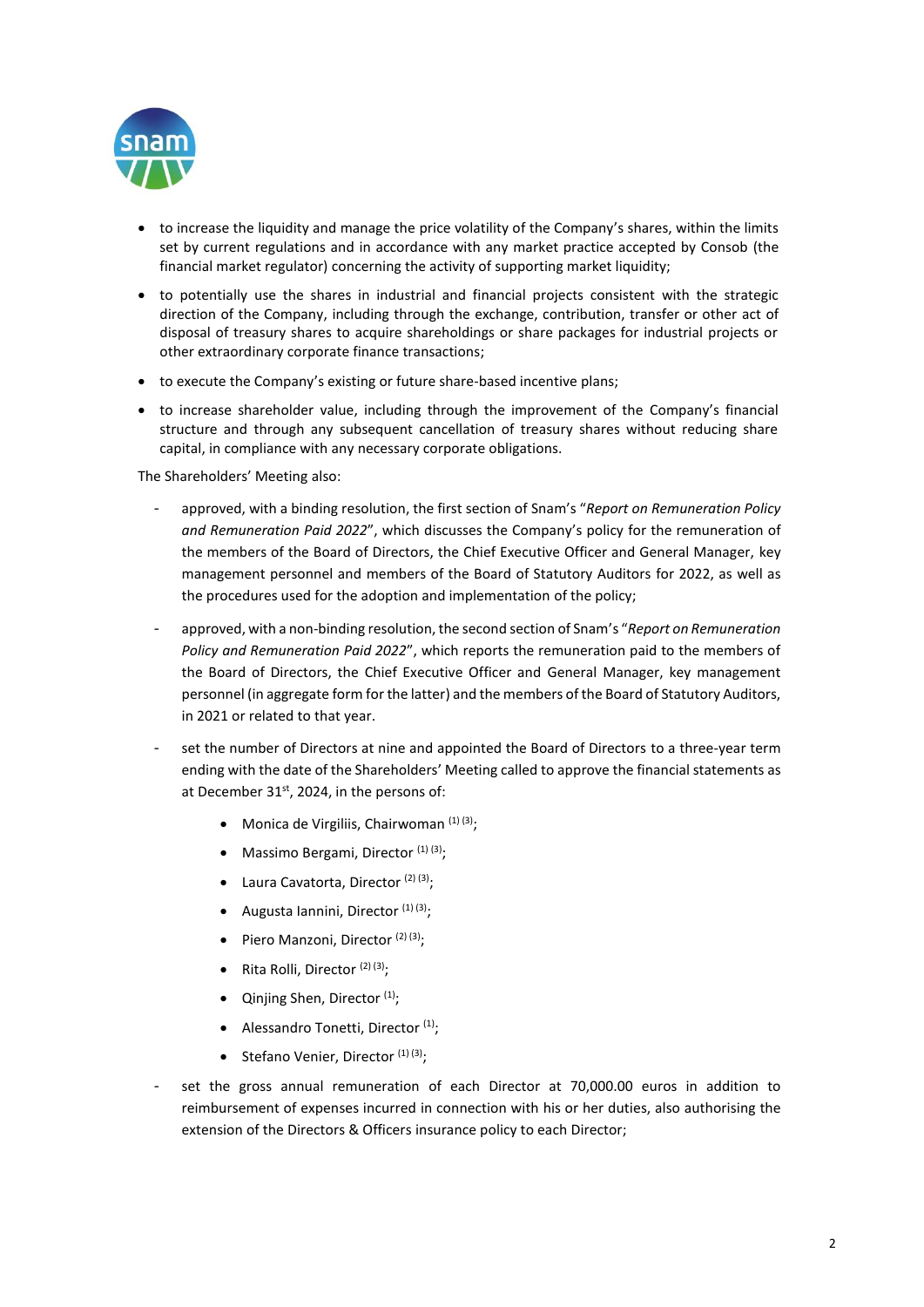- to increase the liquidity and manage the price volatility of the Company's shares, within the limits set by current regulations and in accordance with any market practice accepted by Consob (the financial market regulator) concerning the activity of supporting market liquidity;
- to potentially use the shares in industrial and financial projects consistent with the strategic direction of the Company, including through the exchange, contribution, transfer or other act of disposal of treasury shares to acquire shareholdings or share packages for industrial projects or other extraordinary corporate finance transactions;
- to execute the Company's existing or future share-based incentive plans;
- to increase shareholder value, including through the improvement of the Company's financial structure and through any subsequent cancellation of treasury shares without reducing share capital, in compliance with any necessary corporate obligations.

The Shareholders' Meeting also:

- approved, with a binding resolution, the first section of Snam's "*Report on Remuneration Policy and Remuneration Paid 2022*", which discusses the Company's policy for the remuneration of the members of the Board of Directors, the Chief Executive Officer and General Manager, key management personnel and members of the Board of Statutory Auditors for 2022, as well as the procedures used for the adoption and implementation of the policy;
- approved, with a non-binding resolution, the second section of Snam's "*Report on Remuneration Policy and Remuneration Paid 2022*", which reports the remuneration paid to the members of the Board of Directors, the Chief Executive Officer and General Manager, key management personnel (in aggregate form for the latter) and the members of the Board of Statutory Auditors, in 2021 or related to that year.
- set the number of Directors at nine and appointed the Board of Directors to a three-year term ending with the date of the Shareholders' Meeting called to approve the financial statements as at December 31st, 2024, in the persons of:
  - Monica de Virgiliis, Chairwoman (1) (3);
  - Massimo Bergami, Director (1) (3);
  - Laura Cavatorta, Director (2) (3);
  - Augusta Iannini, Director (1) (3);
  - Piero Manzoni, Director (2) (3);
  - Rita Rolli, Director (2) (3);
  - Qinjing Shen, Director (1);
  - Alessandro Tonetti, Director (1);
  - Stefano Venier, Director (1) (3);
- set the gross annual remuneration of each Director at 70,000.00 euros in addition to reimbursement of expenses incurred in connection with his or her duties, also authorising the extension of the Directors & Officers insurance policy to each Director;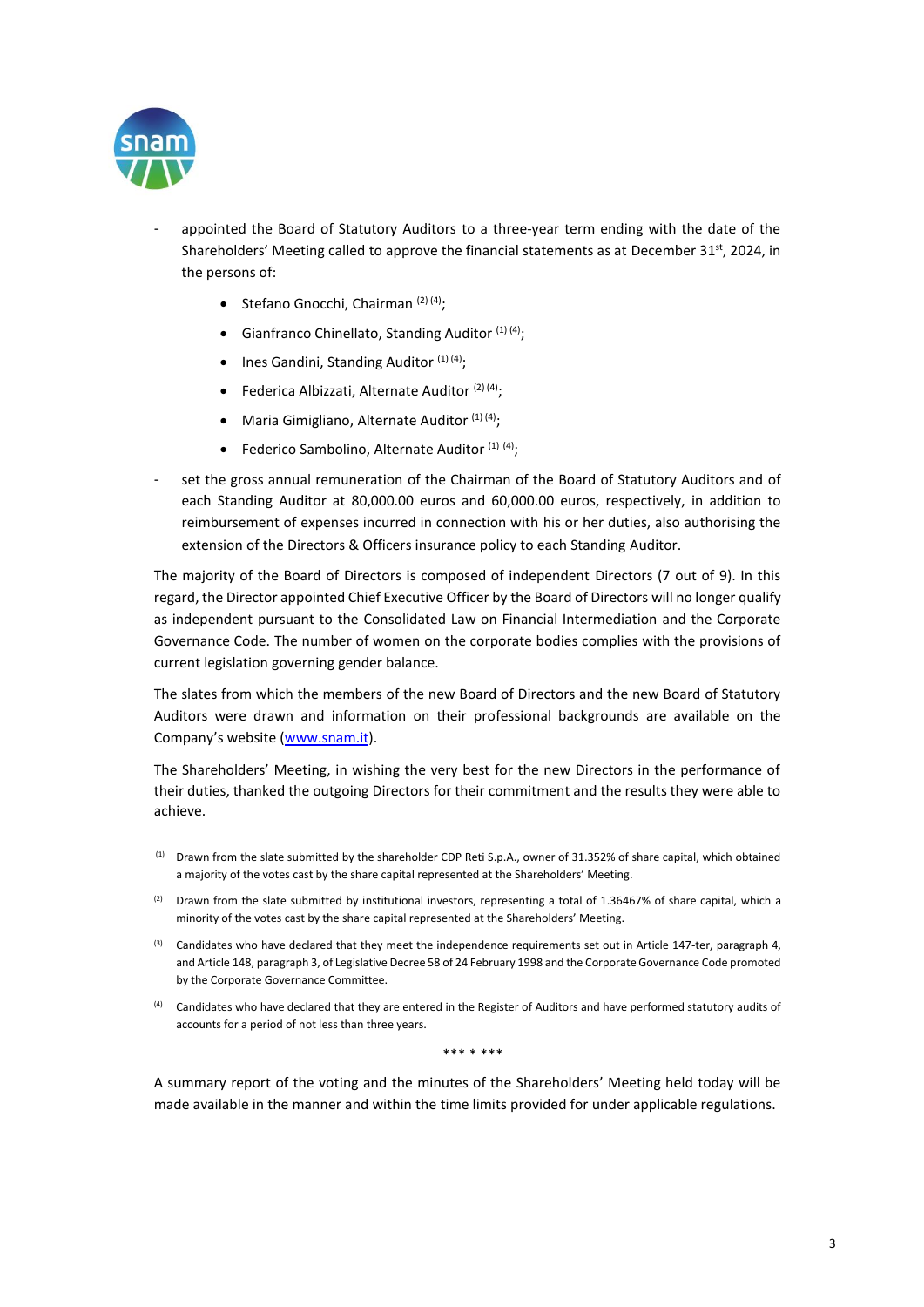- appointed the Board of Statutory Auditors to a three-year term ending with the date of the Shareholders' Meeting called to approve the financial statements as at December 31st, 2024, in the persons of:
    - Stefano Gnocchi, Chairman [2] [4];
    - Gianfranco Chinellato, Standing Auditor [1] [4];
    - Ines Gandini, Standing Auditor [1] [4];
    - Federica Albizzati, Alternate Auditor [2] [4];
    - Maria Gimigliano, Alternate Auditor [1] [4];
    - Federico Sambolino, Alternate Auditor [1] [4];
- set the gross annual remuneration of the Chairman of the Board of Statutory Auditors and of each Standing Auditor at 80,000.00 euros and 60,000.00 euros, respectively, in addition to reimbursement of expenses incurred in connection with his or her duties, also authorising the extension of the Directors & Officers insurance policy to each Standing Auditor.

The majority of the Board of Directors is composed of independent Directors (7 out of 9). In this regard, the Director appointed Chief Executive Officer by the Board of Directors will no longer qualify as independent pursuant to the Consolidated Law on Financial Intermediation and the Corporate Governance Code. The number of women on the corporate bodies complies with the provisions of current legislation governing gender balance.

The slates from which the members of the new Board of Directors and the new Board of Statutory Auditors were drawn and information on their professional backgrounds are available on the Company's website (www.snam.it).

The Shareholders' Meeting, in wishing the very best for the new Directors in the performance of their duties, thanked the outgoing Directors for their commitment and the results they were able to achieve.

[1] Drawn from the slate submitted by the shareholder CDP Reti S.p.A., owner of 31.352% of share capital, which obtained a majority of the votes cast by the share capital represented at the Shareholders' Meeting.

[2] Drawn from the slate submitted by institutional investors, representing a total of 1.36467% of share capital, which a minority of the votes cast by the share capital represented at the Shareholders' Meeting.

[3] Candidates who have declared that they meet the independence requirements set out in Article 147-ter, paragraph 4, and Article 148, paragraph 3, of Legislative Decree 58 of 24 February 1998 and the Corporate Governance Code promoted by the Corporate Governance Committee.

[4] Candidates who have declared that they are entered in the Register of Auditors and have performed statutory audits of accounts for a period of not less than three years.

*** * ***

A summary report of the voting and the minutes of the Shareholders' Meeting held today will be made available in the manner and within the time limits provided for under applicable regulations.